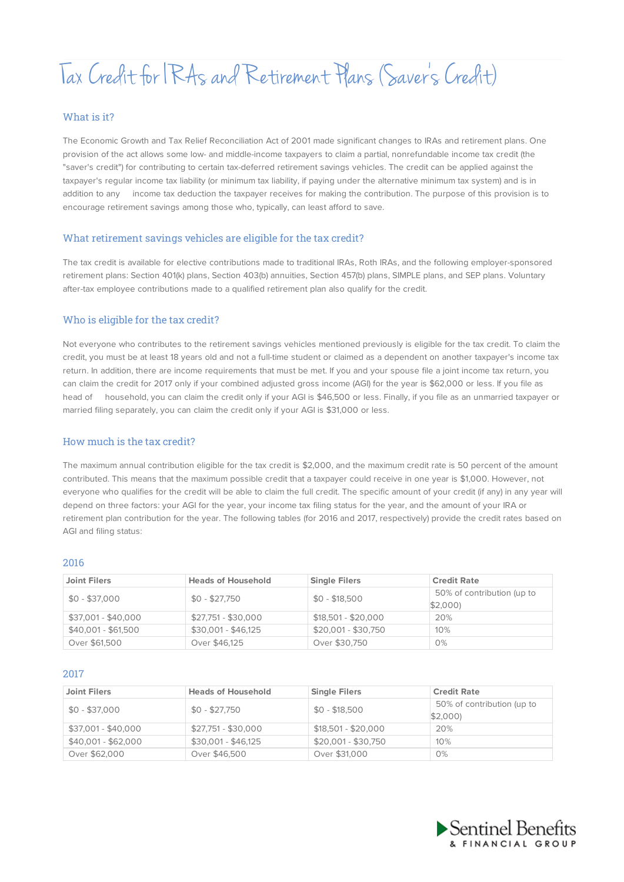# Tax Credit for IRAs and Retirement Plans (Saver's Credit)

## What is it?

The Economic Growth and Tax Relief Reconciliation Act of 2001 made significant changes to IRAs and retirement plans. One provision of the act allows some low- and middle-income taxpayers to claim a partial, nonrefundable income tax credit (the "saver's credit") for contributing to certain tax-deferred retirement savings vehicles. The credit can be applied against the taxpayer's regular income tax liability (or minimum tax liability, if paying under the alternative minimum tax system) and is in addition to any income tax deduction the taxpayer receives for making the contribution. The purpose of this provision is to encourage retirement savings among those who, typically, can least afford to save.

## What retirement savings vehicles are eligible for the tax credit?

The tax credit is available for elective contributions made to traditional IRAs, Roth IRAs, and the following employer-sponsored retirement plans: Section 401(k) plans, Section 403(b) annuities, Section 457(b) plans, SIMPLE plans, and SEP plans. Voluntary after-tax employee contributions made to a qualified retirement plan also qualify for the credit.

## Who is eligible for the tax credit?

Not everyone who contributes to the retirement savings vehicles mentioned previously is eligible for the tax credit. To claim the credit, you must be at least 18 years old and not a full-time student or claimed as a dependent on another taxpayer's income tax return. In addition, there are income requirements that must be met. If you and your spouse file a joint income tax return, you can claim the credit for 2017 only if your combined adjusted gross income (AGI) for the year is $62,000 or less. If you file as head of household, you can claim the credit only if your AGI is $46,500 or less. Finally, if you file as an unmarried taxpayer or married filing separately, you can claim the credit only if your AGI is $31,000 or less.

## How much is the tax credit?

The maximum annual contribution eligible for the tax credit is $2,000, and the maximum credit rate is 50 percent of the amount contributed. This means that the maximum possible credit that a taxpayer could receive in one year is $1,000. However, not everyone who qualifies for the credit will be able to claim the full credit. The specific amount of your credit (if any) in any year will depend on three factors: your AGI for the year, your income tax filing status for the year, and the amount of your IRA or retirement plan contribution for the year. The following tables (for 2016 and 2017, respectively) provide the credit rates based on AGI and filing status:

### 2016

| Joint Filers | Heads of Household | Single Filers | Credit Rate |
|---|---|---|---|
| $0 - $37,000 | $0 - $27,750 | $0 - $18,500 | 50% of contribution (up to $2,000) |
| $37,001 - $40,000 | $27,751 - $30,000 | $18,501 - $20,000 | 20% |
| $40,001 - $61,500 | $30,001 - $46,125 | $20,001 - $30,750 | 10% |
| Over $61,500 | Over $46,125 | Over $30,750 | 0% |

### 2017

| Joint Filers | Heads of Household | Single Filers | Credit Rate |
|---|---|---|---|
| $0 - $37,000 | $0 - $27,750 | $0 - $18,500 | 50% of contribution (up to $2,000) |
| $37,001 - $40,000 | $27,751 - $30,000 | $18,501 - $20,000 | 20% |
| $40,001 - $62,000 | $30,001 - $46,125 | $20,001 - $30,750 | 10% |
| Over $62,000 | Over $46,500 | Over $31,000 | 0% |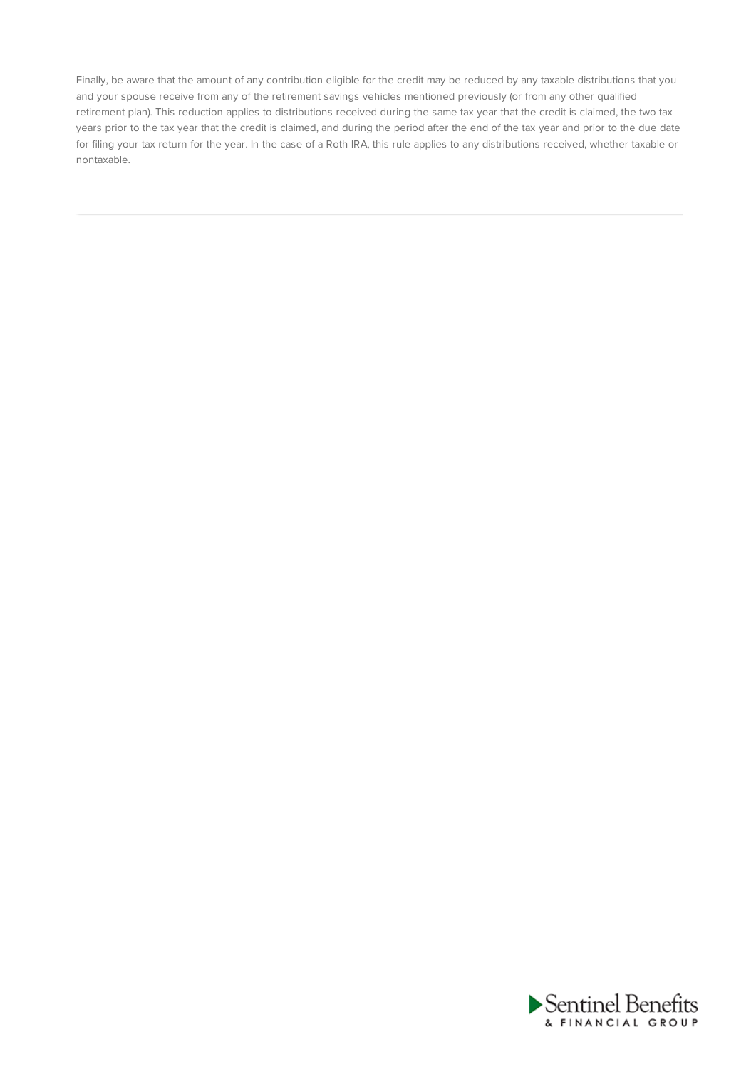Finally, be aware that the amount of any contribution eligible for the credit may be reduced by any taxable distributions that you and your spouse receive from any of the retirement savings vehicles mentioned previously (or from any other qualified retirement plan). This reduction applies to distributions received during the same tax year that the credit is claimed, the two tax years prior to the tax year that the credit is claimed, and during the period after the end of the tax year and prior to the due date for filing your tax return for the year. In the case of a Roth IRA, this rule applies to any distributions received, whether taxable or nontaxable.